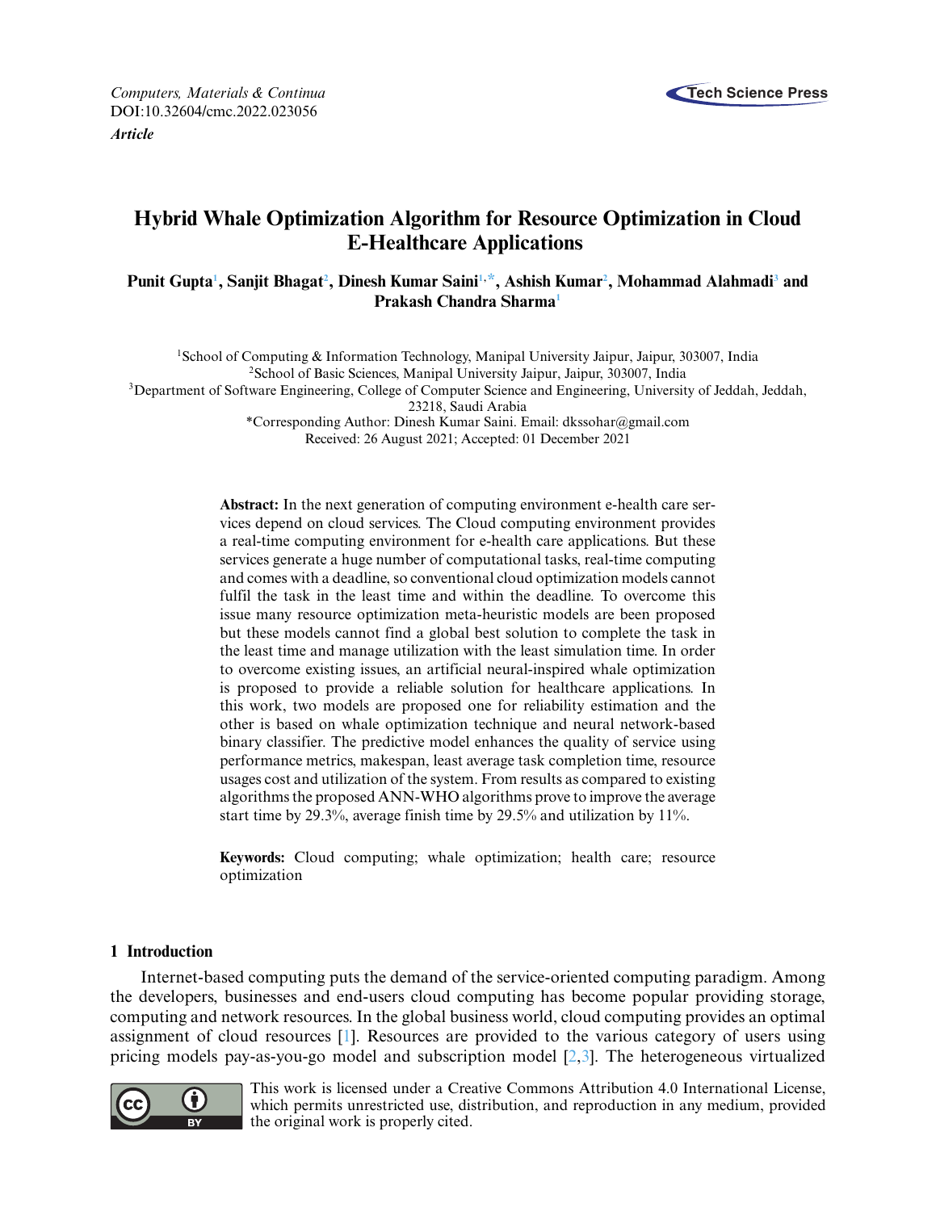*Computers, Materials & Continua*
DOI:10.32604/cmc.2022.023056
***Article***

# Hybrid Whale Optimization Algorithm for Resource Optimization in Cloud E-Healthcare Applications

**Punit Gupta[1], Sanjit Bhagat[2], Dinesh Kumar Saini[1,*], Ashish Kumar[2], Mohammad Alahmadi[3] and Prakash Chandra Sharma[1]**

[1]School of Computing & Information Technology, Manipal University Jaipur, Jaipur, 303007, India
[2]School of Basic Sciences, Manipal University Jaipur, Jaipur, 303007, India
[3]Department of Software Engineering, College of Computer Science and Engineering, University of Jeddah, Jeddah, 23218, Saudi Arabia
*Corresponding Author: Dinesh Kumar Saini. Email: dkssohar@gmail.com
Received: 26 August 2021; Accepted: 01 December 2021

**Abstract:** In the next generation of computing environment e-health care services depend on cloud services. The Cloud computing environment provides a real-time computing environment for e-health care applications. But these services generate a huge number of computational tasks, real-time computing and comes with a deadline, so conventional cloud optimization models cannot fulfil the task in the least time and within the deadline. To overcome this issue many resource optimization meta-heuristic models are been proposed but these models cannot find a global best solution to complete the task in the least time and manage utilization with the least simulation time. In order to overcome existing issues, an artificial neural-inspired whale optimization is proposed to provide a reliable solution for healthcare applications. In this work, two models are proposed one for reliability estimation and the other is based on whale optimization technique and neural network-based binary classifier. The predictive model enhances the quality of service using performance metrics, makespan, least average task completion time, resource usages cost and utilization of the system. From results as compared to existing algorithms the proposed ANN-WHO algorithms prove to improve the average start time by 29.3%, average finish time by 29.5% and utilization by 11%.

**Keywords:** Cloud computing; whale optimization; health care; resource optimization

## 1 Introduction

Internet-based computing puts the demand of the service-oriented computing paradigm. Among the developers, businesses and end-users cloud computing has become popular providing storage, computing and network resources. In the global business world, cloud computing provides an optimal assignment of cloud resources [1]. Resources are provided to the various category of users using pricing models pay-as-you-go model and subscription model [2,3]. The heterogeneous virtualized

This work is licensed under a Creative Commons Attribution 4.0 International License, which permits unrestricted use, distribution, and reproduction in any medium, provided the original work is properly cited.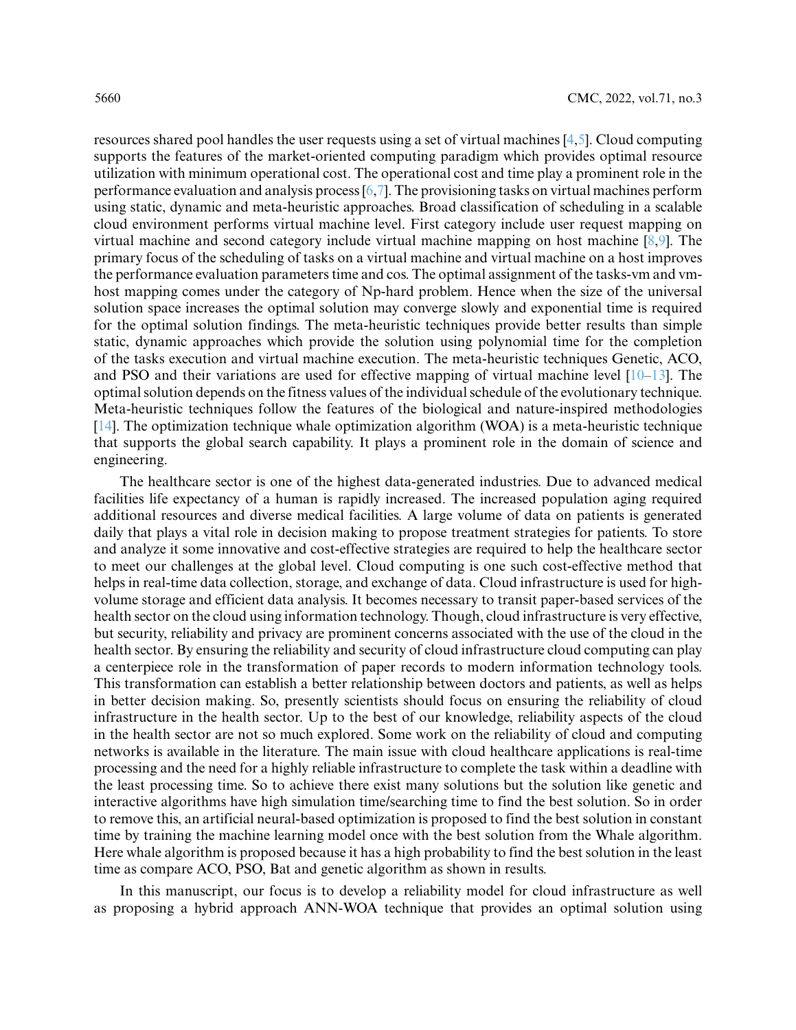resources shared pool handles the user requests using a set of virtual machines [4,5]. Cloud computing supports the features of the market-oriented computing paradigm which provides optimal resource utilization with minimum operational cost. The operational cost and time play a prominent role in the performance evaluation and analysis process [6,7]. The provisioning tasks on virtual machines perform using static, dynamic and meta-heuristic approaches. Broad classification of scheduling in a scalable cloud environment performs virtual machine level. First category include user request mapping on virtual machine and second category include virtual machine mapping on host machine [8,9]. The primary focus of the scheduling of tasks on a virtual machine and virtual machine on a host improves the performance evaluation parameters time and cos. The optimal assignment of the tasks-vm and vm-host mapping comes under the category of Np-hard problem. Hence when the size of the universal solution space increases the optimal solution may converge slowly and exponential time is required for the optimal solution findings. The meta-heuristic techniques provide better results than simple static, dynamic approaches which provide the solution using polynomial time for the completion of the tasks execution and virtual machine execution. The meta-heuristic techniques Genetic, ACO, and PSO and their variations are used for effective mapping of virtual machine level [10–13]. The optimal solution depends on the fitness values of the individual schedule of the evolutionary technique. Meta-heuristic techniques follow the features of the biological and nature-inspired methodologies [14]. The optimization technique whale optimization algorithm (WOA) is a meta-heuristic technique that supports the global search capability. It plays a prominent role in the domain of science and engineering.

The healthcare sector is one of the highest data-generated industries. Due to advanced medical facilities life expectancy of a human is rapidly increased. The increased population aging required additional resources and diverse medical facilities. A large volume of data on patients is generated daily that plays a vital role in decision making to propose treatment strategies for patients. To store and analyze it some innovative and cost-effective strategies are required to help the healthcare sector to meet our challenges at the global level. Cloud computing is one such cost-effective method that helps in real-time data collection, storage, and exchange of data. Cloud infrastructure is used for high-volume storage and efficient data analysis. It becomes necessary to transit paper-based services of the health sector on the cloud using information technology. Though, cloud infrastructure is very effective, but security, reliability and privacy are prominent concerns associated with the use of the cloud in the health sector. By ensuring the reliability and security of cloud infrastructure cloud computing can play a centerpiece role in the transformation of paper records to modern information technology tools. This transformation can establish a better relationship between doctors and patients, as well as helps in better decision making. So, presently scientists should focus on ensuring the reliability of cloud infrastructure in the health sector. Up to the best of our knowledge, reliability aspects of the cloud in the health sector are not so much explored. Some work on the reliability of cloud and computing networks is available in the literature. The main issue with cloud healthcare applications is real-time processing and the need for a highly reliable infrastructure to complete the task within a deadline with the least processing time. So to achieve there exist many solutions but the solution like genetic and interactive algorithms have high simulation time/searching time to find the best solution. So in order to remove this, an artificial neural-based optimization is proposed to find the best solution in constant time by training the machine learning model once with the best solution from the Whale algorithm. Here whale algorithm is proposed because it has a high probability to find the best solution in the least time as compare ACO, PSO, Bat and genetic algorithm as shown in results.

In this manuscript, our focus is to develop a reliability model for cloud infrastructure as well as proposing a hybrid approach ANN-WOA technique that provides an optimal solution using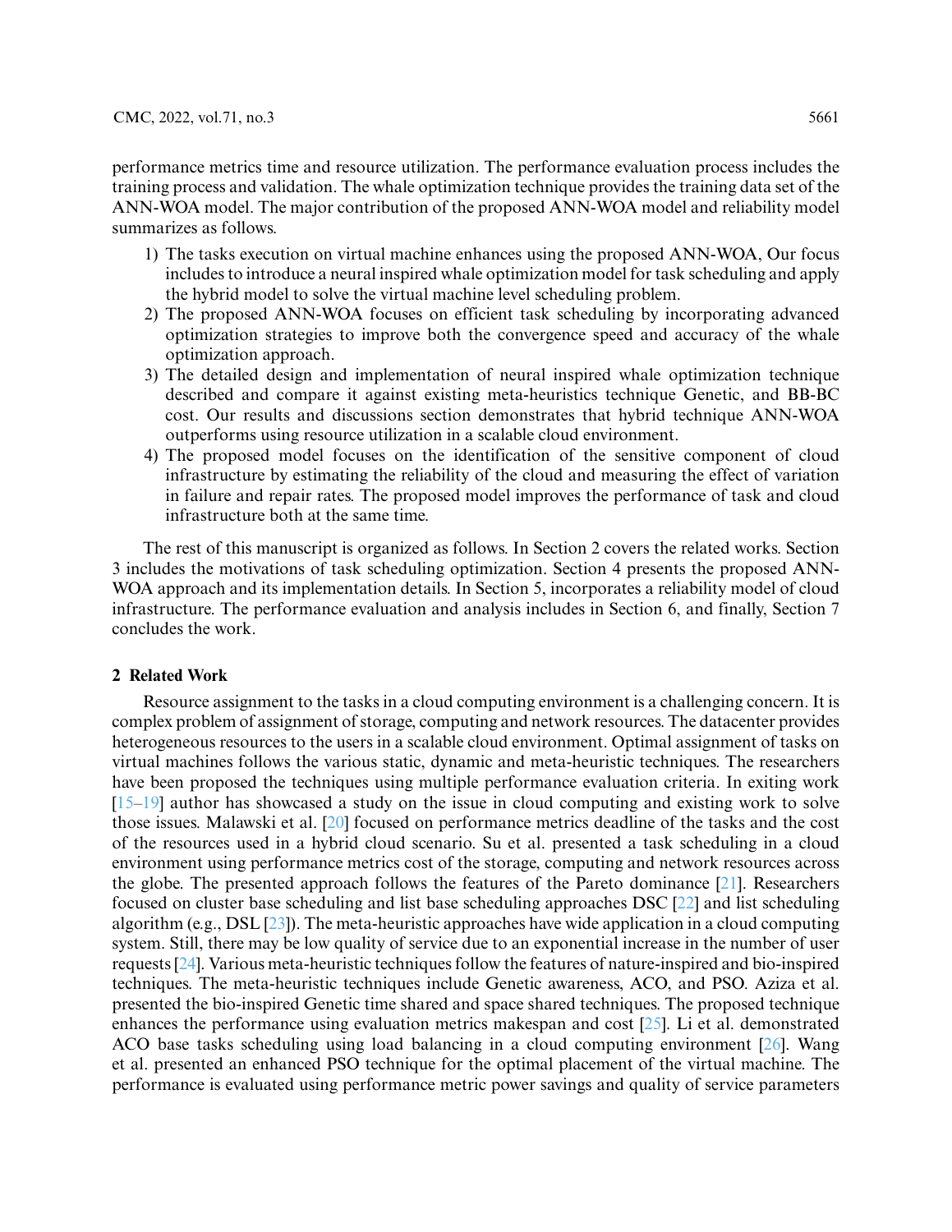performance metrics time and resource utilization. The performance evaluation process includes the training process and validation. The whale optimization technique provides the training data set of the ANN-WOA model. The major contribution of the proposed ANN-WOA model and reliability model summarizes as follows.

1) The tasks execution on virtual machine enhances using the proposed ANN-WOA, Our focus includes to introduce a neural inspired whale optimization model for task scheduling and apply the hybrid model to solve the virtual machine level scheduling problem.
2) The proposed ANN-WOA focuses on efficient task scheduling by incorporating advanced optimization strategies to improve both the convergence speed and accuracy of the whale optimization approach.
3) The detailed design and implementation of neural inspired whale optimization technique described and compare it against existing meta-heuristics technique Genetic, and BB-BC cost. Our results and discussions section demonstrates that hybrid technique ANN-WOA outperforms using resource utilization in a scalable cloud environment.
4) The proposed model focuses on the identification of the sensitive component of cloud infrastructure by estimating the reliability of the cloud and measuring the effect of variation in failure and repair rates. The proposed model improves the performance of task and cloud infrastructure both at the same time.

The rest of this manuscript is organized as follows. In Section 2 covers the related works. Section 3 includes the motivations of task scheduling optimization. Section 4 presents the proposed ANN-WOA approach and its implementation details. In Section 5, incorporates a reliability model of cloud infrastructure. The performance evaluation and analysis includes in Section 6, and finally, Section 7 concludes the work.

## 2 Related Work

Resource assignment to the tasks in a cloud computing environment is a challenging concern. It is complex problem of assignment of storage, computing and network resources. The datacenter provides heterogeneous resources to the users in a scalable cloud environment. Optimal assignment of tasks on virtual machines follows the various static, dynamic and meta-heuristic techniques. The researchers have been proposed the techniques using multiple performance evaluation criteria. In exiting work [15–19] author has showcased a study on the issue in cloud computing and existing work to solve those issues. Malawski et al. [20] focused on performance metrics deadline of the tasks and the cost of the resources used in a hybrid cloud scenario. Su et al. presented a task scheduling in a cloud environment using performance metrics cost of the storage, computing and network resources across the globe. The presented approach follows the features of the Pareto dominance [21]. Researchers focused on cluster base scheduling and list base scheduling approaches DSC [22] and list scheduling algorithm (e.g., DSL [23]). The meta-heuristic approaches have wide application in a cloud computing system. Still, there may be low quality of service due to an exponential increase in the number of user requests [24]. Various meta-heuristic techniques follow the features of nature-inspired and bio-inspired techniques. The meta-heuristic techniques include Genetic awareness, ACO, and PSO. Aziza et al. presented the bio-inspired Genetic time shared and space shared techniques. The proposed technique enhances the performance using evaluation metrics makespan and cost [25]. Li et al. demonstrated ACO base tasks scheduling using load balancing in a cloud computing environment [26]. Wang et al. presented an enhanced PSO technique for the optimal placement of the virtual machine. The performance is evaluated using performance metric power savings and quality of service parameters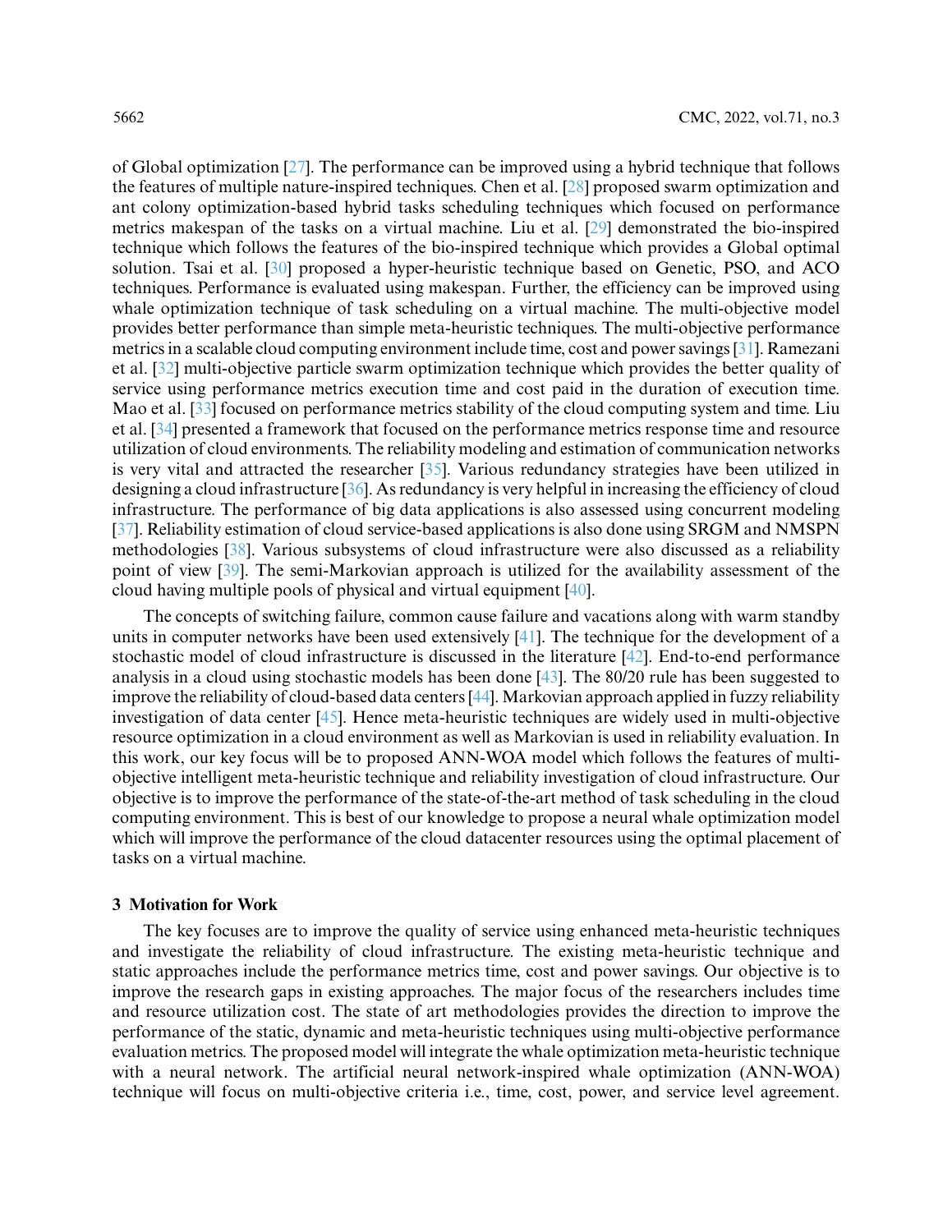of Global optimization [27]. The performance can be improved using a hybrid technique that follows the features of multiple nature-inspired techniques. Chen et al. [28] proposed swarm optimization and ant colony optimization-based hybrid tasks scheduling techniques which focused on performance metrics makespan of the tasks on a virtual machine. Liu et al. [29] demonstrated the bio-inspired technique which follows the features of the bio-inspired technique which provides a Global optimal solution. Tsai et al. [30] proposed a hyper-heuristic technique based on Genetic, PSO, and ACO techniques. Performance is evaluated using makespan. Further, the efficiency can be improved using whale optimization technique of task scheduling on a virtual machine. The multi-objective model provides better performance than simple meta-heuristic techniques. The multi-objective performance metrics in a scalable cloud computing environment include time, cost and power savings [31]. Ramezani et al. [32] multi-objective particle swarm optimization technique which provides the better quality of service using performance metrics execution time and cost paid in the duration of execution time. Mao et al. [33] focused on performance metrics stability of the cloud computing system and time. Liu et al. [34] presented a framework that focused on the performance metrics response time and resource utilization of cloud environments. The reliability modeling and estimation of communication networks is very vital and attracted the researcher [35]. Various redundancy strategies have been utilized in designing a cloud infrastructure [36]. As redundancy is very helpful in increasing the efficiency of cloud infrastructure. The performance of big data applications is also assessed using concurrent modeling [37]. Reliability estimation of cloud service-based applications is also done using SRGM and NMSPN methodologies [38]. Various subsystems of cloud infrastructure were also discussed as a reliability point of view [39]. The semi-Markovian approach is utilized for the availability assessment of the cloud having multiple pools of physical and virtual equipment [40].

The concepts of switching failure, common cause failure and vacations along with warm standby units in computer networks have been used extensively [41]. The technique for the development of a stochastic model of cloud infrastructure is discussed in the literature [42]. End-to-end performance analysis in a cloud using stochastic models has been done [43]. The 80/20 rule has been suggested to improve the reliability of cloud-based data centers [44]. Markovian approach applied in fuzzy reliability investigation of data center [45]. Hence meta-heuristic techniques are widely used in multi-objective resource optimization in a cloud environment as well as Markovian is used in reliability evaluation. In this work, our key focus will be to proposed ANN-WOA model which follows the features of multi-objective intelligent meta-heuristic technique and reliability investigation of cloud infrastructure. Our objective is to improve the performance of the state-of-the-art method of task scheduling in the cloud computing environment. This is best of our knowledge to propose a neural whale optimization model which will improve the performance of the cloud datacenter resources using the optimal placement of tasks on a virtual machine.

## 3 Motivation for Work

The key focuses are to improve the quality of service using enhanced meta-heuristic techniques and investigate the reliability of cloud infrastructure. The existing meta-heuristic technique and static approaches include the performance metrics time, cost and power savings. Our objective is to improve the research gaps in existing approaches. The major focus of the researchers includes time and resource utilization cost. The state of art methodologies provides the direction to improve the performance of the static, dynamic and meta-heuristic techniques using multi-objective performance evaluation metrics. The proposed model will integrate the whale optimization meta-heuristic technique with a neural network. The artificial neural network-inspired whale optimization (ANN-WOA) technique will focus on multi-objective criteria i.e., time, cost, power, and service level agreement.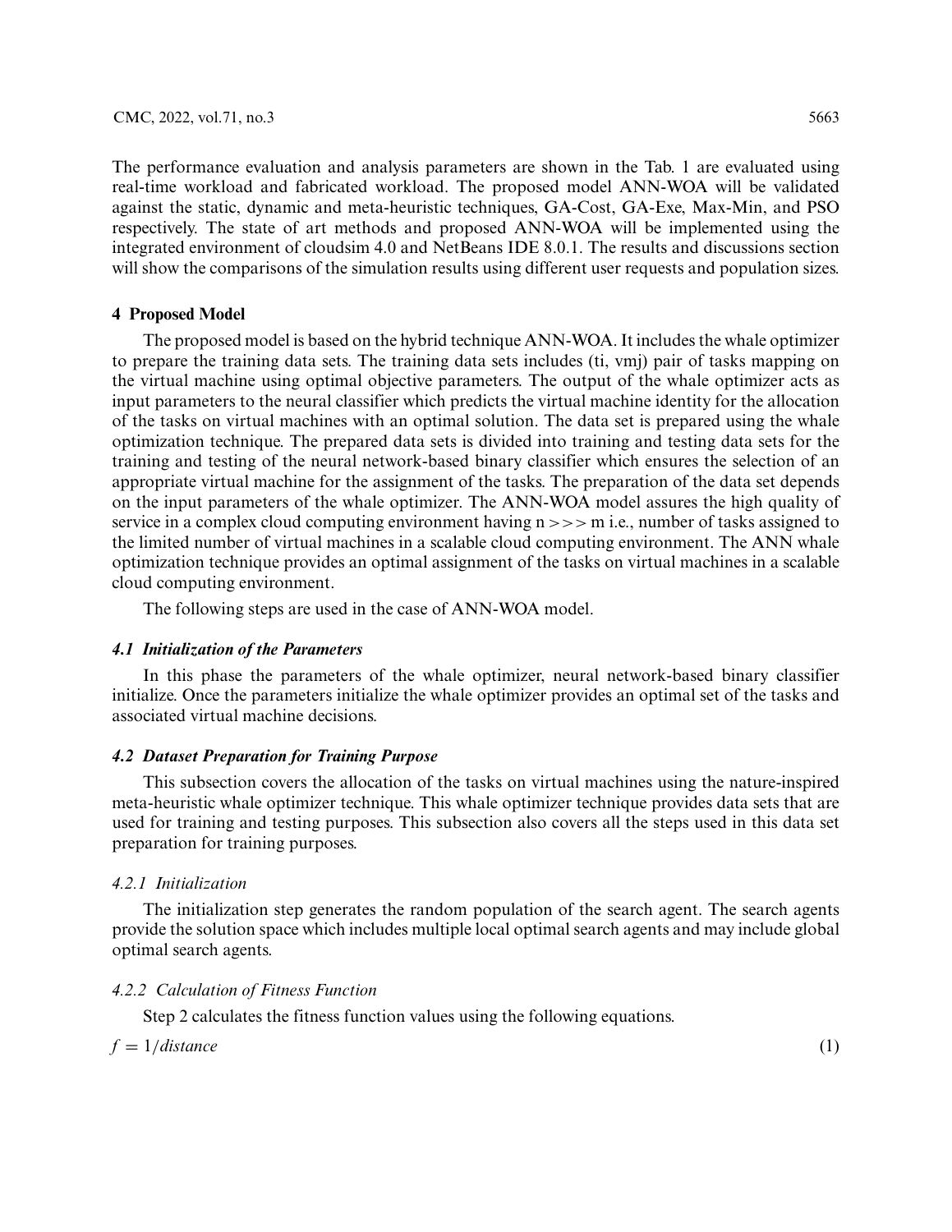The performance evaluation and analysis parameters are shown in the Tab. 1 are evaluated using real-time workload and fabricated workload. The proposed model ANN-WOA will be validated against the static, dynamic and meta-heuristic techniques, GA-Cost, GA-Exe, Max-Min, and PSO respectively. The state of art methods and proposed ANN-WOA will be implemented using the integrated environment of cloudsim 4.0 and NetBeans IDE 8.0.1. The results and discussions section will show the comparisons of the simulation results using different user requests and population sizes.

## 4 Proposed Model

The proposed model is based on the hybrid technique ANN-WOA. It includes the whale optimizer to prepare the training data sets. The training data sets includes (ti, vmj) pair of tasks mapping on the virtual machine using optimal objective parameters. The output of the whale optimizer acts as input parameters to the neural classifier which predicts the virtual machine identity for the allocation of the tasks on virtual machines with an optimal solution. The data set is prepared using the whale optimization technique. The prepared data sets is divided into training and testing data sets for the training and testing of the neural network-based binary classifier which ensures the selection of an appropriate virtual machine for the assignment of the tasks. The preparation of the data set depends on the input parameters of the whale optimizer. The ANN-WOA model assures the high quality of service in a complex cloud computing environment having n >>> m i.e., number of tasks assigned to the limited number of virtual machines in a scalable cloud computing environment. The ANN whale optimization technique provides an optimal assignment of the tasks on virtual machines in a scalable cloud computing environment.

The following steps are used in the case of ANN-WOA model.

### *4.1 Initialization of the Parameters*

In this phase the parameters of the whale optimizer, neural network-based binary classifier initialize. Once the parameters initialize the whale optimizer provides an optimal set of the tasks and associated virtual machine decisions.

### *4.2 Dataset Preparation for Training Purpose*

This subsection covers the allocation of the tasks on virtual machines using the nature-inspired meta-heuristic whale optimizer technique. This whale optimizer technique provides data sets that are used for training and testing purposes. This subsection also covers all the steps used in this data set preparation for training purposes.

#### *4.2.1 Initialization*

The initialization step generates the random population of the search agent. The search agents provide the solution space which includes multiple local optimal search agents and may include global optimal search agents.

#### *4.2.2 Calculation of Fitness Function*

Step 2 calculates the fitness function values using the following equations.

$$f = 1/distance \tag{1}$$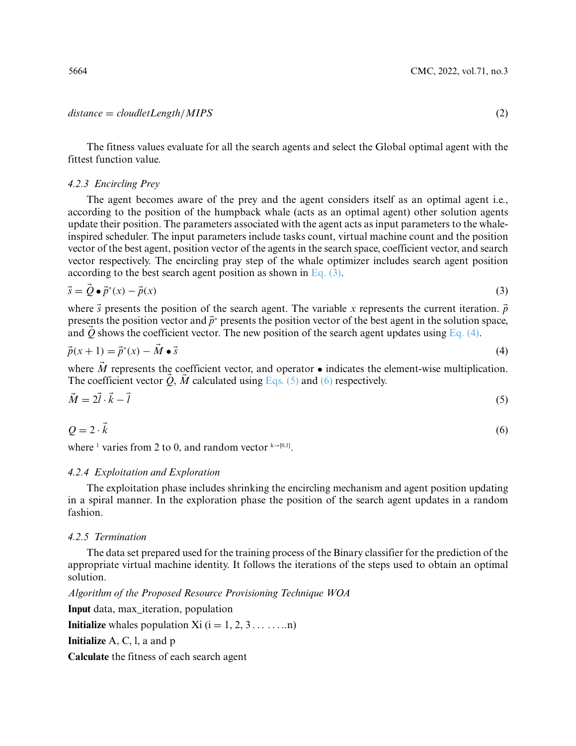$$distance = cloudletLength/MIPS \tag{2}$$

The fitness values evaluate for all the search agents and select the Global optimal agent with the fittest function value.

#### 4.2.3 Encircling Prey

The agent becomes aware of the prey and the agent considers itself as an optimal agent i.e., according to the position of the humpback whale (acts as an optimal agent) other solution agents update their position. The parameters associated with the agent acts as input parameters to the whale-inspired scheduler. The input parameters include tasks count, virtual machine count and the position vector of the best agent, position vector of the agents in the search space, coefficient vector, and search vector respectively. The encircling pray step of the whale optimizer includes search agent position according to the best search agent position as shown in Eq. (3).

$$\vec{s} = \vec{Q} \bullet \vec{p}^{*}(x) - \vec{p}(x) \tag{3}$$

where $\vec{s}$ presents the position of the search agent. The variable $x$ represents the current iteration. $\vec{p}$ presents the position vector and $\vec{p}^{*}$ presents the position vector of the best agent in the solution space, and $\vec{Q}$ shows the coefficient vector. The new position of the search agent updates using Eq. (4).

$$\vec{p}(x+1) = \vec{p}^{*}(x) - \vec{M} \bullet \vec{s} \tag{4}$$

where $\vec{M}$ represents the coefficient vector, and operator $\bullet$ indicates the element-wise multiplication. The coefficient vector $\vec{Q}$, $\vec{M}$ calculated using Eqs. (5) and (6) respectively.

$$\vec{M} = 2\vec{l} \cdot \vec{k} - \vec{l} \tag{5}$$

$$Q = 2 \cdot \vec{k} \tag{6}$$

where $^{l}$ varies from 2 to 0, and random vector $^{k \to [0,1]}$.

#### 4.2.4 Exploitation and Exploration

The exploitation phase includes shrinking the encircling mechanism and agent position updating in a spiral manner. In the exploration phase the position of the search agent updates in a random fashion.

#### 4.2.5 Termination

The data set prepared used for the training process of the Binary classifier for the prediction of the appropriate virtual machine identity. It follows the iterations of the steps used to obtain an optimal solution.

*Algorithm of the Proposed Resource Provisioning Technique WOA*

**Input** data, max_iteration, population

**Initialize** whales population Xi (i = 1, 2, 3 . . . . . . ..n)

**Initialize** A, C, l, a and p

**Calculate** the fitness of each search agent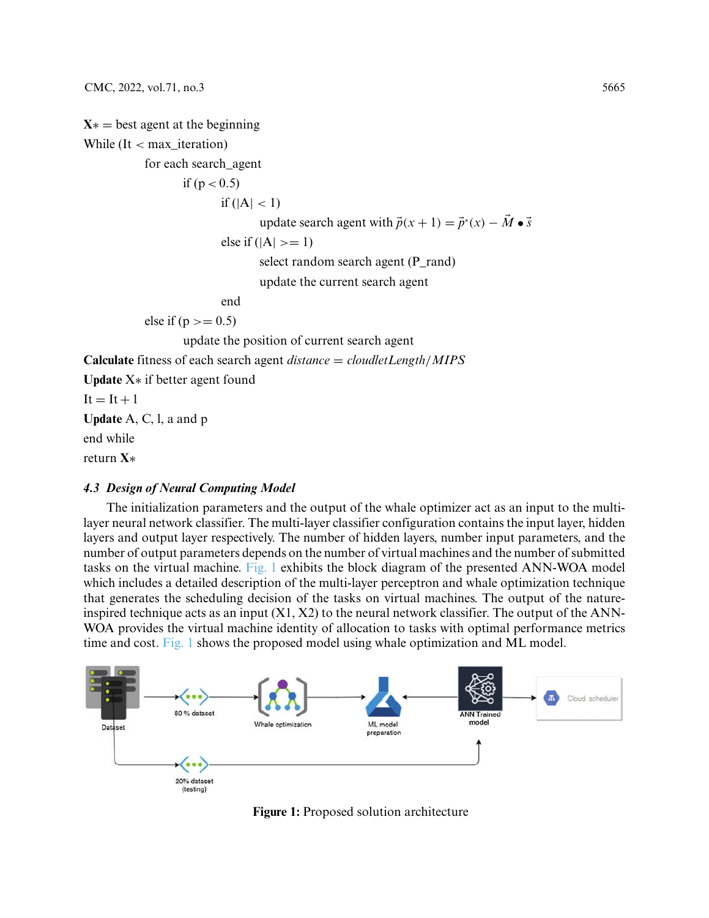$\mathbf{X}*$ = best agent at the beginning
While (It < max_iteration)
  for each search_agent
    if (p < 0.5)
      if (|A| < 1)
        update search agent with $\vec{p}(x+1) = \vec{p}^{*}(x) - \vec{M} \bullet \vec{s}$
      else if (|A| >= 1)
        select random search agent (P_rand)
        update the current search agent
      end
  else if (p >= 0.5)
    update the position of current search agent
**Calculate** fitness of each search agent $distance = cloudletLength/MIPS$
**Update** X∗ if better agent found
It = It + 1
**Update** A, C, l, a and p
end while
return **X∗**

### 4.3 *Design of Neural Computing Model*

The initialization parameters and the output of the whale optimizer act as an input to the multi-layer neural network classifier. The multi-layer classifier configuration contains the input layer, hidden layers and output layer respectively. The number of hidden layers, number input parameters, and the number of output parameters depends on the number of virtual machines and the number of submitted tasks on the virtual machine. Fig. 1 exhibits the block diagram of the presented ANN-WOA model which includes a detailed description of the multi-layer perceptron and whale optimization technique that generates the scheduling decision of the tasks on virtual machines. The output of the nature-inspired technique acts as an input (X1, X2) to the neural network classifier. The output of the ANN-WOA provides the virtual machine identity of allocation to tasks with optimal performance metrics time and cost. Fig. 1 shows the proposed model using whale optimization and ML model.

**Figure 1:** Proposed solution architecture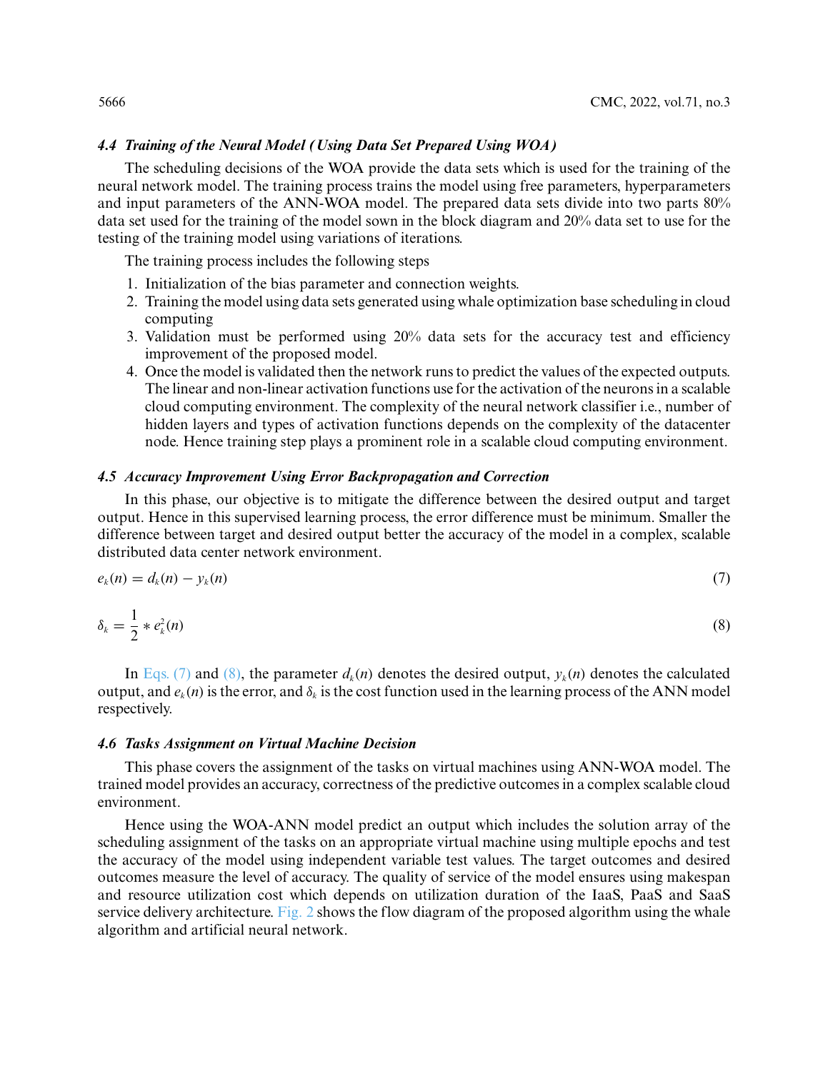### *4.4 Training of the Neural Model (Using Data Set Prepared Using WOA)*

The scheduling decisions of the WOA provide the data sets which is used for the training of the neural network model. The training process trains the model using free parameters, hyperparameters and input parameters of the ANN-WOA model. The prepared data sets divide into two parts 80% data set used for the training of the model sown in the block diagram and 20% data set to use for the testing of the training model using variations of iterations.

The training process includes the following steps

1. Initialization of the bias parameter and connection weights.
2. Training the model using data sets generated using whale optimization base scheduling in cloud computing
3. Validation must be performed using 20% data sets for the accuracy test and efficiency improvement of the proposed model.
4. Once the model is validated then the network runs to predict the values of the expected outputs. The linear and non-linear activation functions use for the activation of the neurons in a scalable cloud computing environment. The complexity of the neural network classifier i.e., number of hidden layers and types of activation functions depends on the complexity of the datacenter node. Hence training step plays a prominent role in a scalable cloud computing environment.

### *4.5 Accuracy Improvement Using Error Backpropagation and Correction*

In this phase, our objective is to mitigate the difference between the desired output and target output. Hence in this supervised learning process, the error difference must be minimum. Smaller the difference between target and desired output better the accuracy of the model in a complex, scalable distributed data center network environment.

$$e_k(n) = d_k(n) - y_k(n) \tag{7}$$

$$\delta_k = \frac{1}{2} * e_k^2(n) \tag{8}$$

In Eqs. (7) and (8), the parameter $d_k(n)$ denotes the desired output, $y_k(n)$ denotes the calculated output, and $e_k(n)$ is the error, and $\delta_k$ is the cost function used in the learning process of the ANN model respectively.

### *4.6 Tasks Assignment on Virtual Machine Decision*

This phase covers the assignment of the tasks on virtual machines using ANN-WOA model. The trained model provides an accuracy, correctness of the predictive outcomes in a complex scalable cloud environment.

Hence using the WOA-ANN model predict an output which includes the solution array of the scheduling assignment of the tasks on an appropriate virtual machine using multiple epochs and test the accuracy of the model using independent variable test values. The target outcomes and desired outcomes measure the level of accuracy. The quality of service of the model ensures using makespan and resource utilization cost which depends on utilization duration of the IaaS, PaaS and SaaS service delivery architecture. Fig. 2 shows the flow diagram of the proposed algorithm using the whale algorithm and artificial neural network.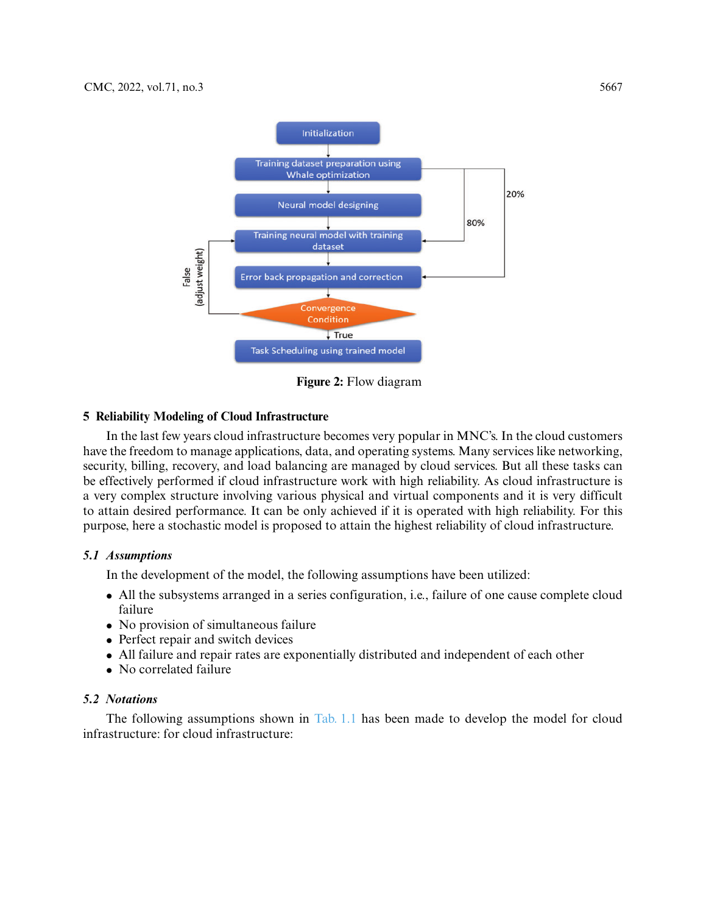Figure 2: Flow diagram

## 5 Reliability Modeling of Cloud Infrastructure

In the last few years cloud infrastructure becomes very popular in MNC's. In the cloud customers have the freedom to manage applications, data, and operating systems. Many services like networking, security, billing, recovery, and load balancing are managed by cloud services. But all these tasks can be effectively performed if cloud infrastructure work with high reliability. As cloud infrastructure is a very complex structure involving various physical and virtual components and it is very difficult to attain desired performance. It can be only achieved if it is operated with high reliability. For this purpose, here a stochastic model is proposed to attain the highest reliability of cloud infrastructure.

### 5.1 *Assumptions*

In the development of the model, the following assumptions have been utilized:

- All the subsystems arranged in a series configuration, i.e., failure of one cause complete cloud failure
- No provision of simultaneous failure
- Perfect repair and switch devices
- All failure and repair rates are exponentially distributed and independent of each other
- No correlated failure

### 5.2 *Notations*

The following assumptions shown in Tab. 1.1 has been made to develop the model for cloud infrastructure: for cloud infrastructure: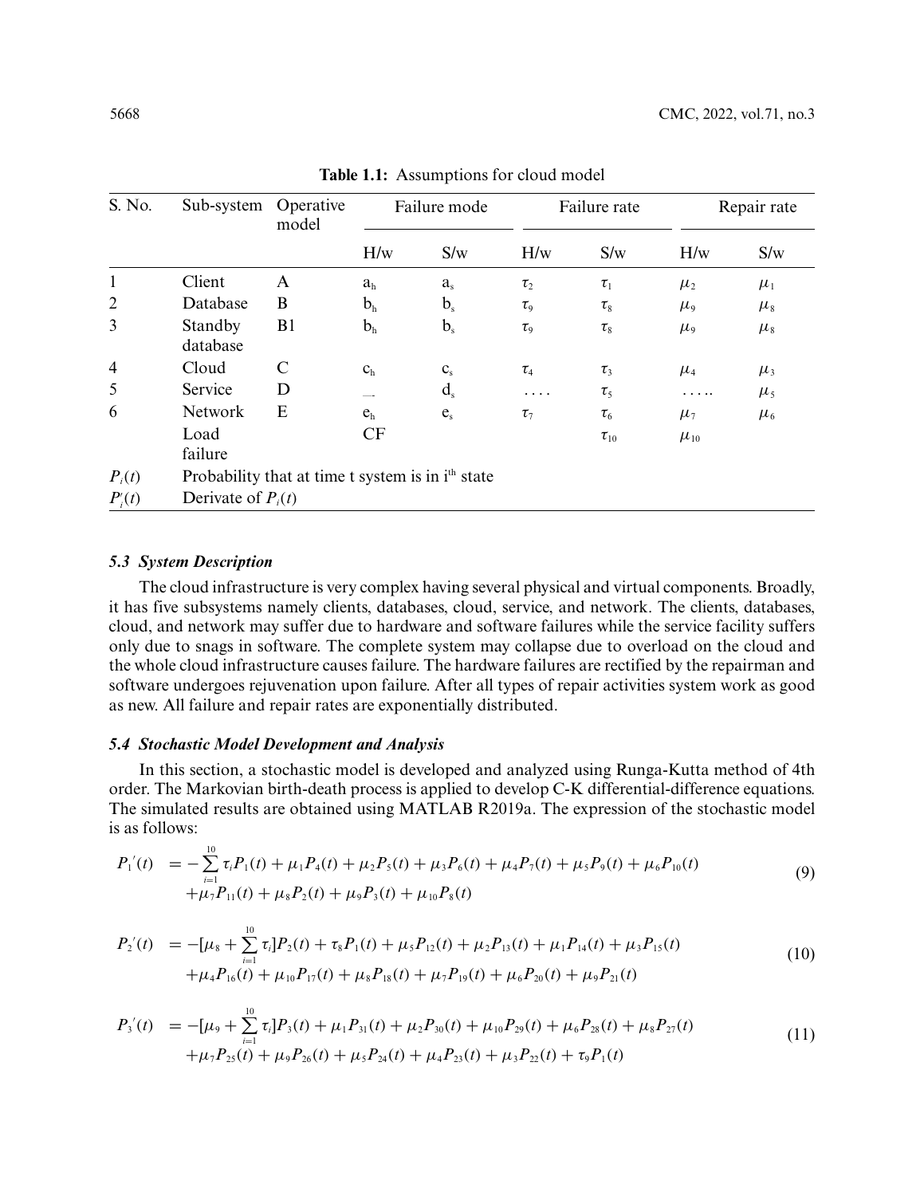**Table 1.1:** Assumptions for cloud model

| S. No. | Sub-system | Operative model | Failure mode | | Failure rate | | Repair rate | |
|---|---|---|---|---|---|---|---|---|
| | | | H/w | S/w | H/w | S/w | H/w | S/w |
| 1 | Client | A | $a_h$ | $a_s$ | $\tau_2$ | $\tau_1$ | $\mu_2$ | $\mu_1$ |
| 2 | Database | B | $b_h$ | $b_s$ | $\tau_9$ | $\tau_8$ | $\mu_9$ | $\mu_8$ |
| 3 | Standby database | B1 | $b_h$ | $b_s$ | $\tau_9$ | $\tau_8$ | $\mu_9$ | $\mu_8$ |
| 4 | Cloud | C | $c_h$ | $c_s$ | $\tau_4$ | $\tau_3$ | $\mu_4$ | $\mu_3$ |
| 5 | Service | D | — | $d_s$ | .... | $\tau_5$ | ..... | $\mu_5$ |
| 6 | Network | E | $e_h$ | $e_s$ | $\tau_7$ | $\tau_6$ | $\mu_7$ | $\mu_6$ |
| | Load failure | | CF | | | $\tau_{10}$ | $\mu_{10}$ | |
| $P_i(t)$ | Probability that at time t system is in i[th] state | | | | | | | |
| $P_i'(t)$ | Derivate of $P_i(t)$ | | | | | | | |

### *5.3 System Description*

The cloud infrastructure is very complex having several physical and virtual components. Broadly, it has five subsystems namely clients, databases, cloud, service, and network. The clients, databases, cloud, and network may suffer due to hardware and software failures while the service facility suffers only due to snags in software. The complete system may collapse due to overload on the cloud and the whole cloud infrastructure causes failure. The hardware failures are rectified by the repairman and software undergoes rejuvenation upon failure. After all types of repair activities system work as good as new. All failure and repair rates are exponentially distributed.

### *5.4 Stochastic Model Development and Analysis*

In this section, a stochastic model is developed and analyzed using Runga-Kutta method of 4th order. The Markovian birth-death process is applied to develop C-K differential-difference equations. The simulated results are obtained using MATLAB R2019a. The expression of the stochastic model is as follows:

$$
\begin{aligned}
P_1{}'(t) \;&= -\sum_{i=1}^{10} \tau_i P_1(t) + \mu_1 P_4(t) + \mu_2 P_5(t) + \mu_3 P_6(t) + \mu_4 P_7(t) + \mu_5 P_9(t) + \mu_6 P_{10}(t) \\
&\quad + \mu_7 P_{11}(t) + \mu_8 P_2(t) + \mu_9 P_3(t) + \mu_{10} P_8(t)
\end{aligned} \tag{9}
$$

$$
\begin{aligned}
P_2{}'(t) \;&= -[\mu_8 + \sum_{i=1}^{10} \tau_i] P_2(t) + \tau_8 P_1(t) + \mu_5 P_{12}(t) + \mu_2 P_{13}(t) + \mu_1 P_{14}(t) + \mu_3 P_{15}(t) \\
&\quad + \mu_4 P_{16}(t) + \mu_{10} P_{17}(t) + \mu_8 P_{18}(t) + \mu_7 P_{19}(t) + \mu_6 P_{20}(t) + \mu_9 P_{21}(t)
\end{aligned} \tag{10}
$$

$$
\begin{aligned}
P_3{}'(t) \;&= -[\mu_9 + \sum_{i=1}^{10} \tau_i] P_3(t) + \mu_1 P_{31}(t) + \mu_2 P_{30}(t) + \mu_{10} P_{29}(t) + \mu_6 P_{28}(t) + \mu_8 P_{27}(t) \\
&\quad + \mu_7 P_{25}(t) + \mu_9 P_{26}(t) + \mu_5 P_{24}(t) + \mu_4 P_{23}(t) + \mu_3 P_{22}(t) + \tau_9 P_1(t)
\end{aligned} \tag{11}
$$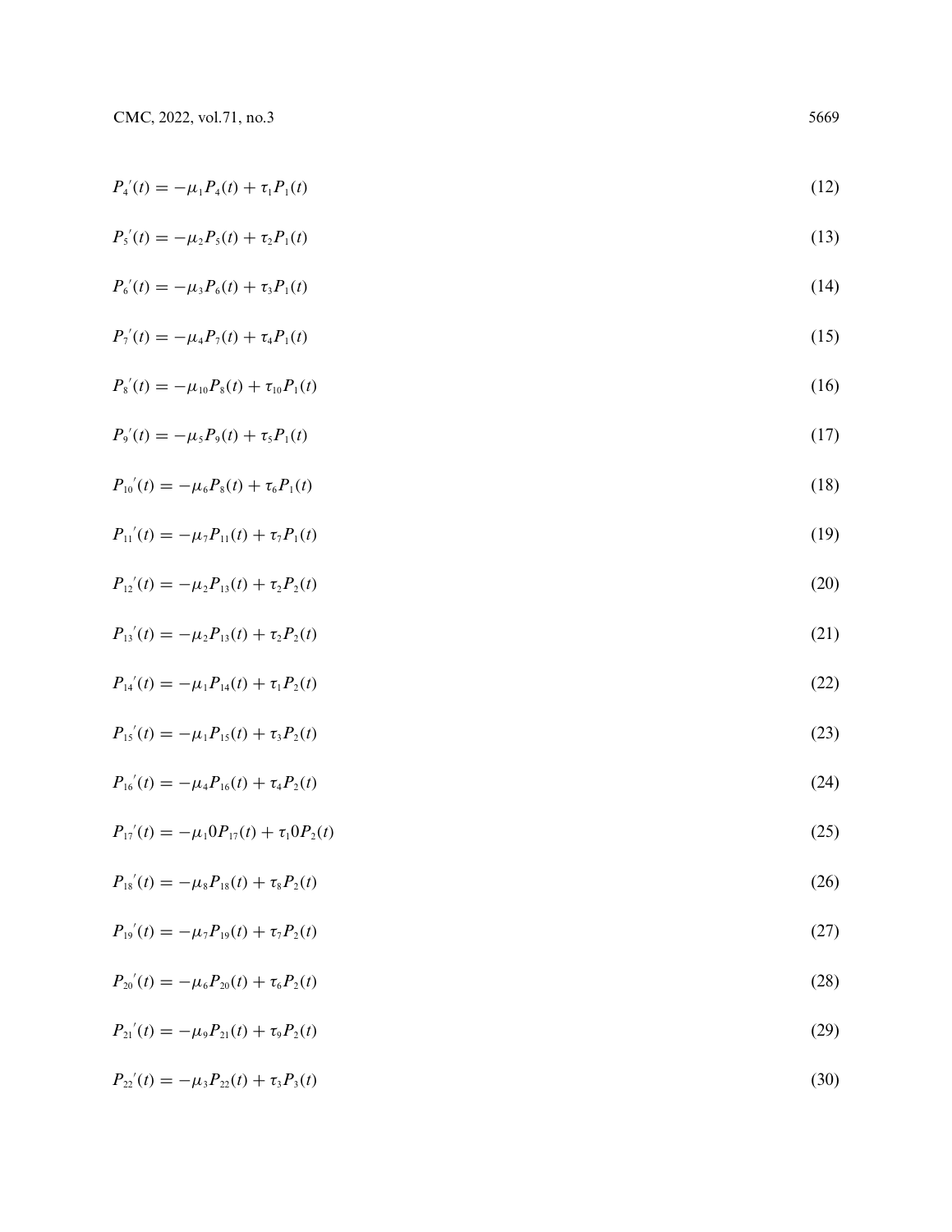$$P_4{}'(t) = -\mu_1 P_4(t) + \tau_1 P_1(t) \tag{12}$$

$$P_5{}'(t) = -\mu_2 P_5(t) + \tau_2 P_1(t) \tag{13}$$

$$P_6{}'(t) = -\mu_3 P_6(t) + \tau_3 P_1(t) \tag{14}$$

$$P_7{}'(t) = -\mu_4 P_7(t) + \tau_4 P_1(t) \tag{15}$$

$$P_8{}'(t) = -\mu_{10} P_8(t) + \tau_{10} P_1(t) \tag{16}$$

$$P_9{}'(t) = -\mu_5 P_9(t) + \tau_5 P_1(t) \tag{17}$$

$$P_{10}{}'(t) = -\mu_6 P_8(t) + \tau_6 P_1(t) \tag{18}$$

$$P_{11}{}'(t) = -\mu_7 P_{11}(t) + \tau_7 P_1(t) \tag{19}$$

$$P_{12}{}'(t) = -\mu_2 P_{13}(t) + \tau_2 P_2(t) \tag{20}$$

$$P_{13}{}'(t) = -\mu_2 P_{13}(t) + \tau_2 P_2(t) \tag{21}$$

$$P_{14}{}'(t) = -\mu_1 P_{14}(t) + \tau_1 P_2(t) \tag{22}$$

$$P_{15}{}'(t) = -\mu_1 P_{15}(t) + \tau_3 P_2(t) \tag{23}$$

$$P_{16}{}'(t) = -\mu_4 P_{16}(t) + \tau_4 P_2(t) \tag{24}$$

$$P_{17}{}'(t) = -\mu_1 0 P_{17}(t) + \tau_1 0 P_2(t) \tag{25}$$

$$P_{18}{}'(t) = -\mu_8 P_{18}(t) + \tau_8 P_2(t) \tag{26}$$

$$P_{19}{}'(t) = -\mu_7 P_{19}(t) + \tau_7 P_2(t) \tag{27}$$

$$P_{20}{}'(t) = -\mu_6 P_{20}(t) + \tau_6 P_2(t) \tag{28}$$

$$P_{21}{}'(t) = -\mu_9 P_{21}(t) + \tau_9 P_2(t) \tag{29}$$

$$P_{22}{}'(t) = -\mu_3 P_{22}(t) + \tau_3 P_3(t) \tag{30}$$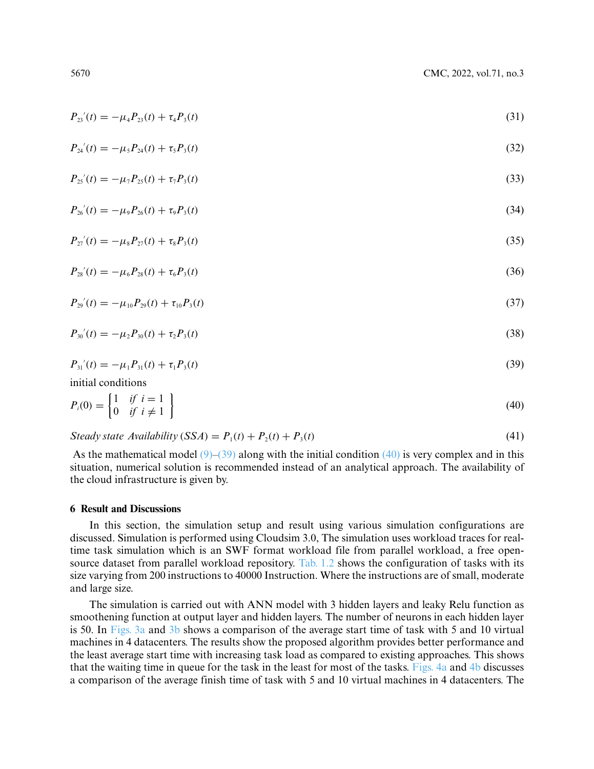$$P_{23}{}'(t) = -\mu_4 P_{23}(t) + \tau_4 P_3(t) \tag{31}$$

$$P_{24}{}'(t) = -\mu_5 P_{24}(t) + \tau_5 P_3(t) \tag{32}$$

$$P_{25}{}'(t) = -\mu_7 P_{25}(t) + \tau_7 P_3(t) \tag{33}$$

$$P_{26}{}'(t) = -\mu_9 P_{26}(t) + \tau_9 P_3(t) \tag{34}$$

$$P_{27}{}'(t) = -\mu_8 P_{27}(t) + \tau_8 P_3(t) \tag{35}$$

$$P_{28}{}'(t) = -\mu_6 P_{28}(t) + \tau_6 P_3(t) \tag{36}$$

$$P_{29}{}'(t) = -\mu_{10} P_{29}(t) + \tau_{10} P_3(t) \tag{37}$$

$$P_{30}{}'(t) = -\mu_2 P_{30}(t) + \tau_2 P_3(t) \tag{38}$$

$$P_{31}{}'(t) = -\mu_1 P_{31}(t) + \tau_1 P_3(t) \tag{39}$$

initial conditions

$$P_i(0) = \begin{Bmatrix} 1 & if \ i = 1 \\ 0 & if \ i \neq 1 \end{Bmatrix} \tag{40}$$

$$Steady\ state\ \ Availability\ (SSA) = P_1(t) + P_2(t) + P_3(t) \tag{41}$$

As the mathematical model (9)–(39) along with the initial condition (40) is very complex and in this situation, numerical solution is recommended instead of an analytical approach. The availability of the cloud infrastructure is given by.

## 6 Result and Discussions

In this section, the simulation setup and result using various simulation configurations are discussed. Simulation is performed using Cloudsim 3.0, The simulation uses workload traces for real-time task simulation which is an SWF format workload file from parallel workload, a free open-source dataset from parallel workload repository. Tab. 1.2 shows the configuration of tasks with its size varying from 200 instructions to 40000 Instruction. Where the instructions are of small, moderate and large size.

The simulation is carried out with ANN model with 3 hidden layers and leaky Relu function as smoothening function at output layer and hidden layers. The number of neurons in each hidden layer is 50. In Figs. 3a and 3b shows a comparison of the average start time of task with 5 and 10 virtual machines in 4 datacenters. The results show the proposed algorithm provides better performance and the least average start time with increasing task load as compared to existing approaches. This shows that the waiting time in queue for the task in the least for most of the tasks. Figs. 4a and 4b discusses a comparison of the average finish time of task with 5 and 10 virtual machines in 4 datacenters. The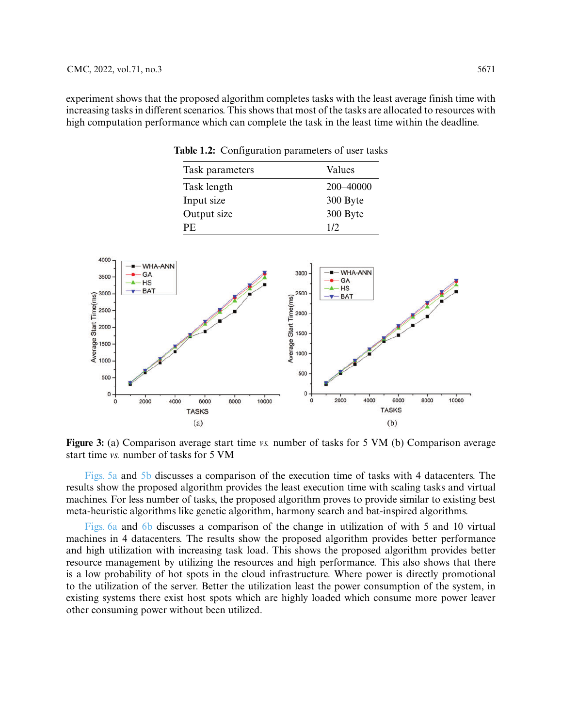experiment shows that the proposed algorithm completes tasks with the least average finish time with increasing tasks in different scenarios. This shows that most of the tasks are allocated to resources with high computation performance which can complete the task in the least time within the deadline.

**Table 1.2:** Configuration parameters of user tasks

| Task parameters | Values |
|---|---|
| Task length | 200–40000 |
| Input size | 300 Byte |
| Output size | 300 Byte |
| PE | 1/2 |

**Figure 3:** (a) Comparison average start time *vs.* number of tasks for 5 VM (b) Comparison average start time *vs.* number of tasks for 5 VM

Figs. 5a and 5b discusses a comparison of the execution time of tasks with 4 datacenters. The results show the proposed algorithm provides the least execution time with scaling tasks and virtual machines. For less number of tasks, the proposed algorithm proves to provide similar to existing best meta-heuristic algorithms like genetic algorithm, harmony search and bat-inspired algorithms.

Figs. 6a and 6b discusses a comparison of the change in utilization of with 5 and 10 virtual machines in 4 datacenters. The results show the proposed algorithm provides better performance and high utilization with increasing task load. This shows the proposed algorithm provides better resource management by utilizing the resources and high performance. This also shows that there is a low probability of hot spots in the cloud infrastructure. Where power is directly promotional to the utilization of the server. Better the utilization least the power consumption of the system, in existing systems there exist host spots which are highly loaded which consume more power leaver other consuming power without been utilized.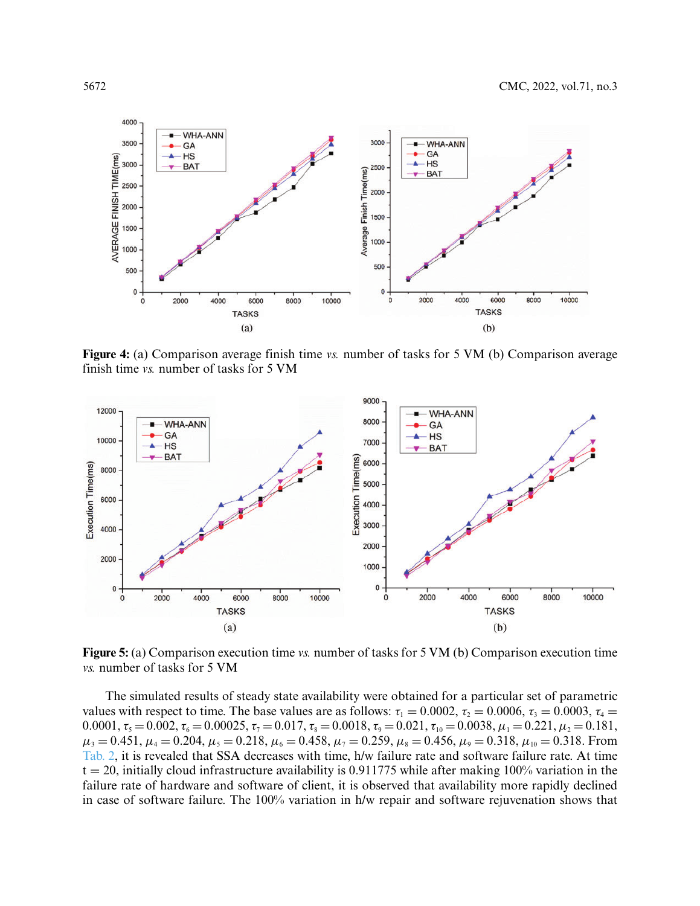**Figure 4:** (a) Comparison average finish time *vs.* number of tasks for 5 VM (b) Comparison average finish time *vs.* number of tasks for 5 VM

**Figure 5:** (a) Comparison execution time *vs.* number of tasks for 5 VM (b) Comparison execution time *vs.* number of tasks for 5 VM

The simulated results of steady state availability were obtained for a particular set of parametric values with respect to time. The base values are as follows: $\tau_1 = 0.0002$, $\tau_2 = 0.0006$, $\tau_3 = 0.0003$, $\tau_4 = 0.0001$, $\tau_5 = 0.002$, $\tau_6 = 0.00025$, $\tau_7 = 0.017$, $\tau_8 = 0.0018$, $\tau_9 = 0.021$, $\tau_{10} = 0.0038$, $\mu_1 = 0.221$, $\mu_2 = 0.181$, $\mu_3 = 0.451$, $\mu_4 = 0.204$, $\mu_5 = 0.218$, $\mu_6 = 0.458$, $\mu_7 = 0.259$, $\mu_8 = 0.456$, $\mu_9 = 0.318$, $\mu_{10} = 0.318$. From Tab. 2, it is revealed that SSA decreases with time, h/w failure rate and software failure rate. At time t = 20, initially cloud infrastructure availability is 0.911775 while after making 100% variation in the failure rate of hardware and software of client, it is observed that availability more rapidly declined in case of software failure. The 100% variation in h/w repair and software rejuvenation shows that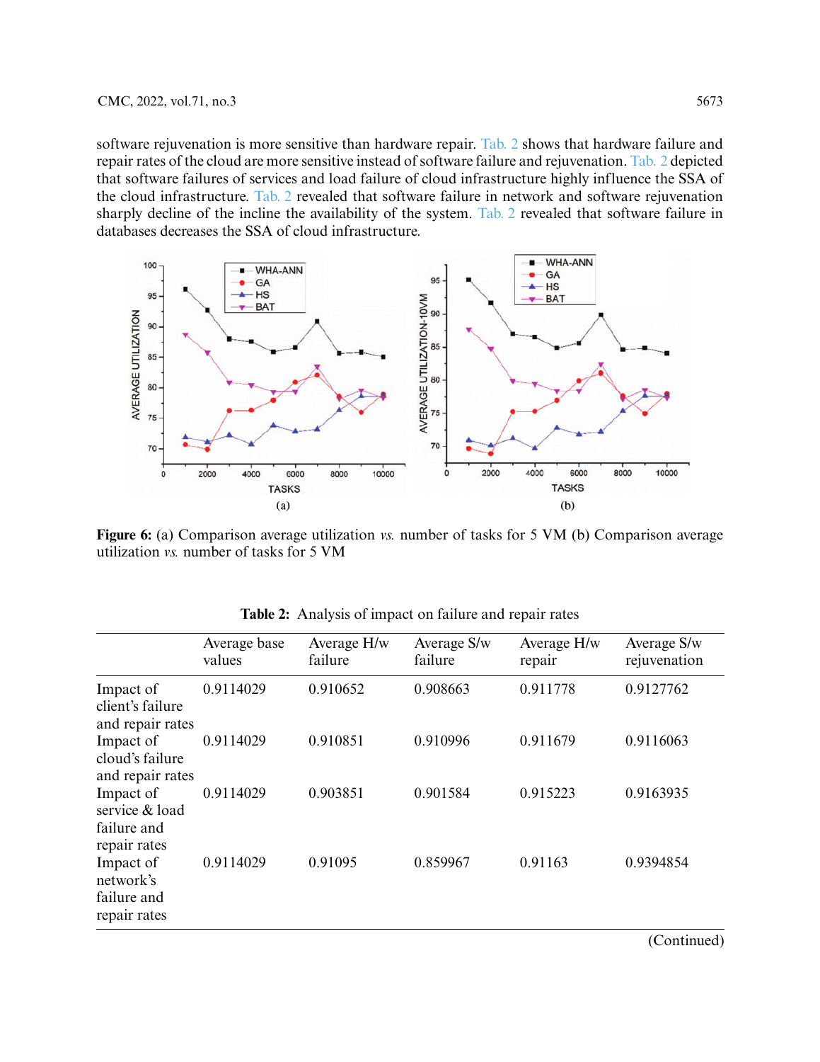software rejuvenation is more sensitive than hardware repair. Tab. 2 shows that hardware failure and repair rates of the cloud are more sensitive instead of software failure and rejuvenation. Tab. 2 depicted that software failures of services and load failure of cloud infrastructure highly influence the SSA of the cloud infrastructure. Tab. 2 revealed that software failure in network and software rejuvenation sharply decline of the incline the availability of the system. Tab. 2 revealed that software failure in databases decreases the SSA of cloud infrastructure.

**Figure 6:** (a) Comparison average utilization *vs.* number of tasks for 5 VM (b) Comparison average utilization *vs.* number of tasks for 5 VM

**Table 2:** Analysis of impact on failure and repair rates

| | Average base values | Average H/w failure | Average S/w failure | Average H/w repair | Average S/w rejuvenation |
|---|---|---|---|---|---|
| Impact of client's failure and repair rates | 0.9114029 | 0.910652 | 0.908663 | 0.911778 | 0.9127762 |
| Impact of cloud's failure and repair rates | 0.9114029 | 0.910851 | 0.910996 | 0.911679 | 0.9116063 |
| Impact of service & load failure and repair rates | 0.9114029 | 0.903851 | 0.901584 | 0.915223 | 0.9163935 |
| Impact of network's failure and repair rates | 0.9114029 | 0.91095 | 0.859967 | 0.91163 | 0.9394854 |

(Continued)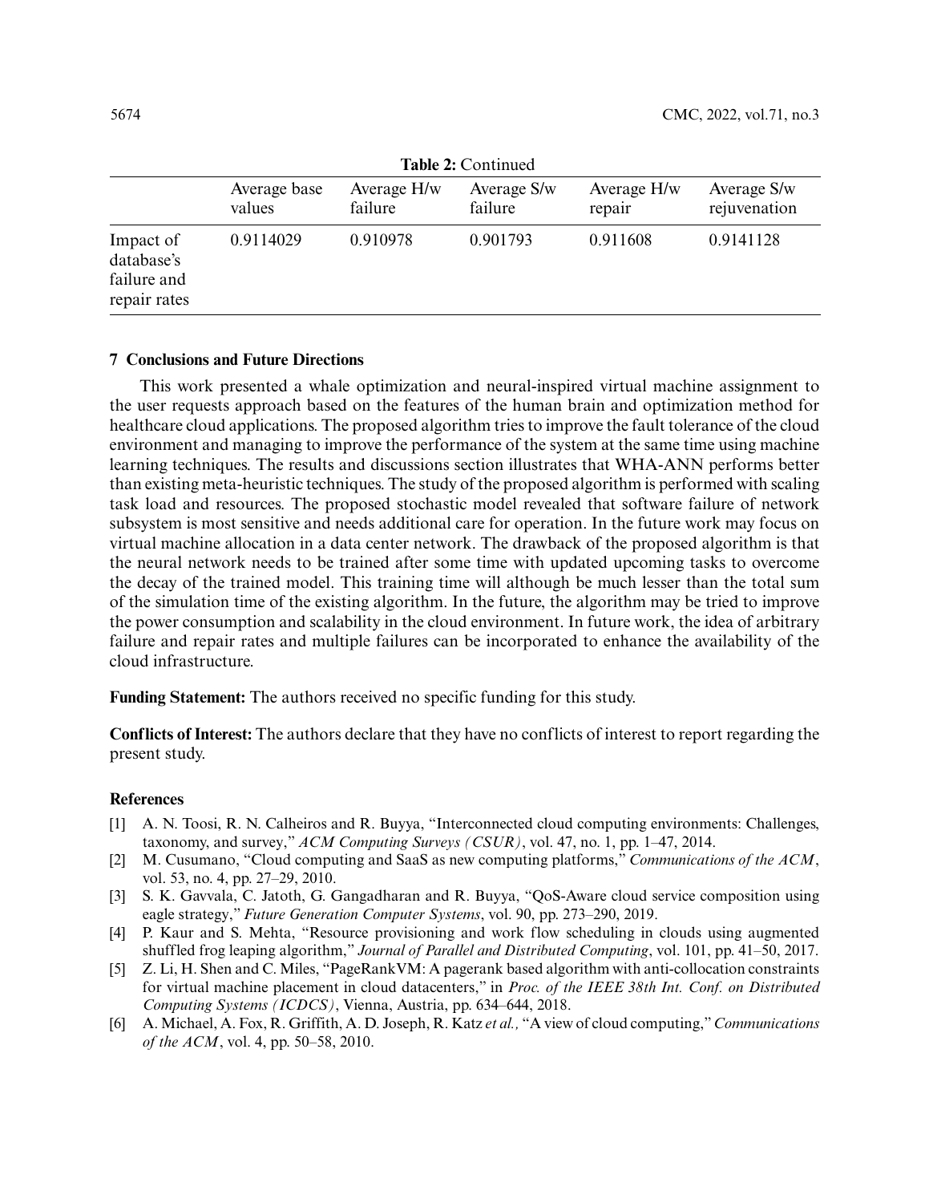**Table 2:** Continued

| | Average base values | Average H/w failure | Average S/w failure | Average H/w repair | Average S/w rejuvenation |
|---|---|---|---|---|---|
| Impact of database's failure and repair rates | 0.9114029 | 0.910978 | 0.901793 | 0.911608 | 0.9141128 |

## 7 Conclusions and Future Directions

This work presented a whale optimization and neural-inspired virtual machine assignment to the user requests approach based on the features of the human brain and optimization method for healthcare cloud applications. The proposed algorithm tries to improve the fault tolerance of the cloud environment and managing to improve the performance of the system at the same time using machine learning techniques. The results and discussions section illustrates that WHA-ANN performs better than existing meta-heuristic techniques. The study of the proposed algorithm is performed with scaling task load and resources. The proposed stochastic model revealed that software failure of network subsystem is most sensitive and needs additional care for operation. In the future work may focus on virtual machine allocation in a data center network. The drawback of the proposed algorithm is that the neural network needs to be trained after some time with updated upcoming tasks to overcome the decay of the trained model. This training time will although be much lesser than the total sum of the simulation time of the existing algorithm. In the future, the algorithm may be tried to improve the power consumption and scalability in the cloud environment. In future work, the idea of arbitrary failure and repair rates and multiple failures can be incorporated to enhance the availability of the cloud infrastructure.

**Funding Statement:** The authors received no specific funding for this study.

**Conflicts of Interest:** The authors declare that they have no conflicts of interest to report regarding the present study.

## References

[1] A. N. Toosi, R. N. Calheiros and R. Buyya, "Interconnected cloud computing environments: Challenges, taxonomy, and survey," *ACM Computing Surveys (CSUR)*, vol. 47, no. 1, pp. 1–47, 2014.

[2] M. Cusumano, "Cloud computing and SaaS as new computing platforms," *Communications of the ACM*, vol. 53, no. 4, pp. 27–29, 2010.

[3] S. K. Gavvala, C. Jatoth, G. Gangadharan and R. Buyya, "QoS-Aware cloud service composition using eagle strategy," *Future Generation Computer Systems*, vol. 90, pp. 273–290, 2019.

[4] P. Kaur and S. Mehta, "Resource provisioning and work flow scheduling in clouds using augmented shuffled frog leaping algorithm," *Journal of Parallel and Distributed Computing*, vol. 101, pp. 41–50, 2017.

[5] Z. Li, H. Shen and C. Miles, "PageRankVM: A pagerank based algorithm with anti-collocation constraints for virtual machine placement in cloud datacenters," in *Proc. of the IEEE 38th Int. Conf. on Distributed Computing Systems (ICDCS)*, Vienna, Austria, pp. 634–644, 2018.

[6] A. Michael, A. Fox, R. Griffith, A. D. Joseph, R. Katz *et al.,* "A view of cloud computing," *Communications of the ACM*, vol. 4, pp. 50–58, 2010.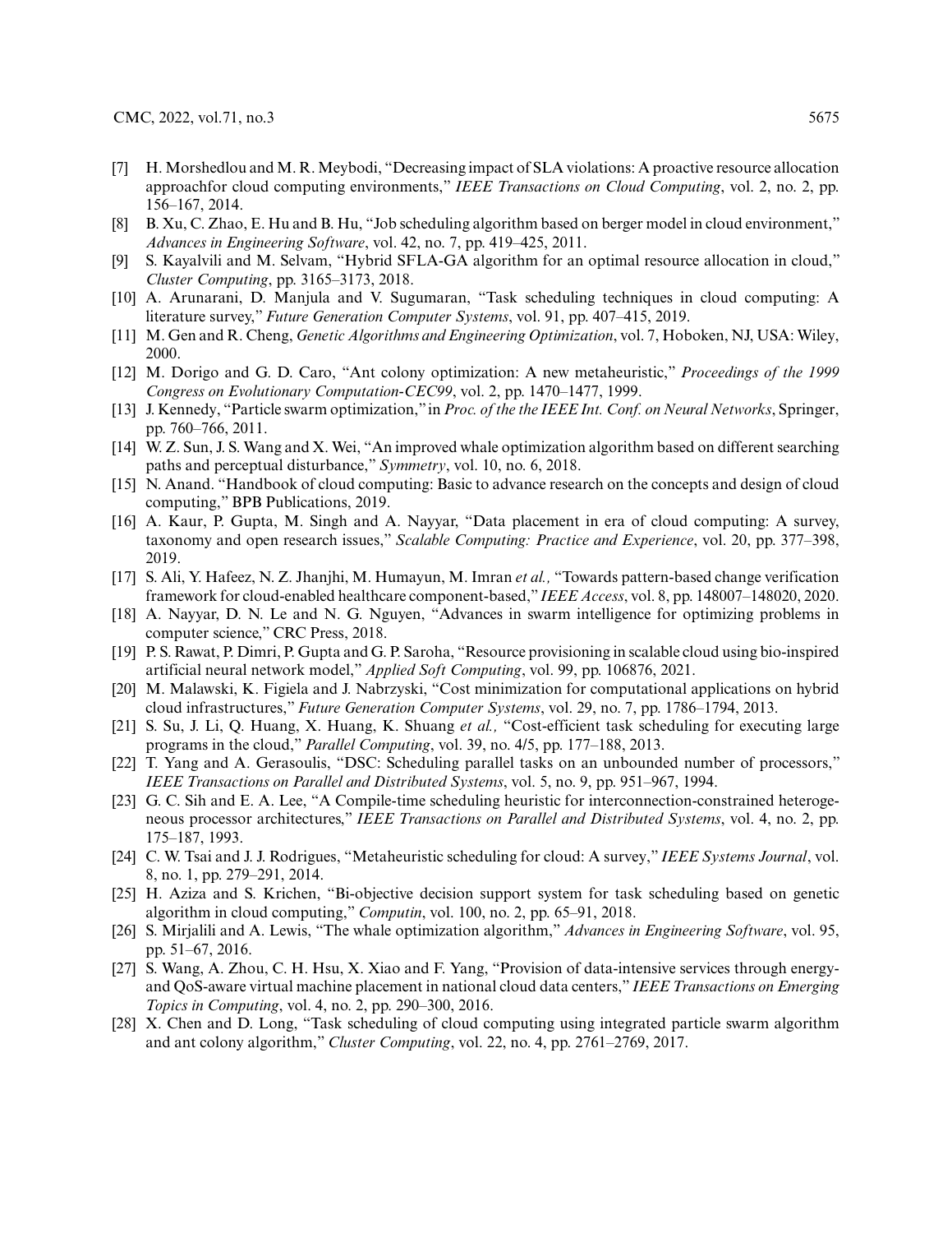[7] H. Morshedlou and M. R. Meybodi, "Decreasing impact of SLA violations: A proactive resource allocation approachfor cloud computing environments," *IEEE Transactions on Cloud Computing*, vol. 2, no. 2, pp. 156–167, 2014.

[8] B. Xu, C. Zhao, E. Hu and B. Hu, "Job scheduling algorithm based on berger model in cloud environment," *Advances in Engineering Software*, vol. 42, no. 7, pp. 419–425, 2011.

[9] S. Kayalvili and M. Selvam, "Hybrid SFLA-GA algorithm for an optimal resource allocation in cloud," *Cluster Computing*, pp. 3165–3173, 2018.

[10] A. Arunarani, D. Manjula and V. Sugumaran, "Task scheduling techniques in cloud computing: A literature survey," *Future Generation Computer Systems*, vol. 91, pp. 407–415, 2019.

[11] M. Gen and R. Cheng, *Genetic Algorithms and Engineering Optimization*, vol. 7, Hoboken, NJ, USA: Wiley, 2000.

[12] M. Dorigo and G. D. Caro, "Ant colony optimization: A new metaheuristic," *Proceedings of the 1999 Congress on Evolutionary Computation-CEC99*, vol. 2, pp. 1470–1477, 1999.

[13] J. Kennedy, "Particle swarm optimization," in *Proc. of the the IEEE Int. Conf. on Neural Networks*, Springer, pp. 760–766, 2011.

[14] W. Z. Sun, J. S. Wang and X. Wei, "An improved whale optimization algorithm based on different searching paths and perceptual disturbance," *Symmetry*, vol. 10, no. 6, 2018.

[15] N. Anand. "Handbook of cloud computing: Basic to advance research on the concepts and design of cloud computing," BPB Publications, 2019.

[16] A. Kaur, P. Gupta, M. Singh and A. Nayyar, "Data placement in era of cloud computing: A survey, taxonomy and open research issues," *Scalable Computing: Practice and Experience*, vol. 20, pp. 377–398, 2019.

[17] S. Ali, Y. Hafeez, N. Z. Jhanjhi, M. Humayun, M. Imran *et al.,* "Towards pattern-based change verification framework for cloud-enabled healthcare component-based," *IEEE Access*, vol. 8, pp. 148007–148020, 2020.

[18] A. Nayyar, D. N. Le and N. G. Nguyen, "Advances in swarm intelligence for optimizing problems in computer science," CRC Press, 2018.

[19] P. S. Rawat, P. Dimri, P. Gupta and G. P. Saroha, "Resource provisioning in scalable cloud using bio-inspired artificial neural network model," *Applied Soft Computing*, vol. 99, pp. 106876, 2021.

[20] M. Malawski, K. Figiela and J. Nabrzyski, "Cost minimization for computational applications on hybrid cloud infrastructures," *Future Generation Computer Systems*, vol. 29, no. 7, pp. 1786–1794, 2013.

[21] S. Su, J. Li, Q. Huang, X. Huang, K. Shuang *et al.,* "Cost-efficient task scheduling for executing large programs in the cloud," *Parallel Computing*, vol. 39, no. 4/5, pp. 177–188, 2013.

[22] T. Yang and A. Gerasoulis, "DSC: Scheduling parallel tasks on an unbounded number of processors," *IEEE Transactions on Parallel and Distributed Systems*, vol. 5, no. 9, pp. 951–967, 1994.

[23] G. C. Sih and E. A. Lee, "A Compile-time scheduling heuristic for interconnection-constrained heterogeneous processor architectures," *IEEE Transactions on Parallel and Distributed Systems*, vol. 4, no. 2, pp. 175–187, 1993.

[24] C. W. Tsai and J. J. Rodrigues, "Metaheuristic scheduling for cloud: A survey," *IEEE Systems Journal*, vol. 8, no. 1, pp. 279–291, 2014.

[25] H. Aziza and S. Krichen, "Bi-objective decision support system for task scheduling based on genetic algorithm in cloud computing," *Computin*, vol. 100, no. 2, pp. 65–91, 2018.

[26] S. Mirjalili and A. Lewis, "The whale optimization algorithm," *Advances in Engineering Software*, vol. 95, pp. 51–67, 2016.

[27] S. Wang, A. Zhou, C. H. Hsu, X. Xiao and F. Yang, "Provision of data-intensive services through energy- and QoS-aware virtual machine placement in national cloud data centers," *IEEE Transactions on Emerging Topics in Computing*, vol. 4, no. 2, pp. 290–300, 2016.

[28] X. Chen and D. Long, "Task scheduling of cloud computing using integrated particle swarm algorithm and ant colony algorithm," *Cluster Computing*, vol. 22, no. 4, pp. 2761–2769, 2017.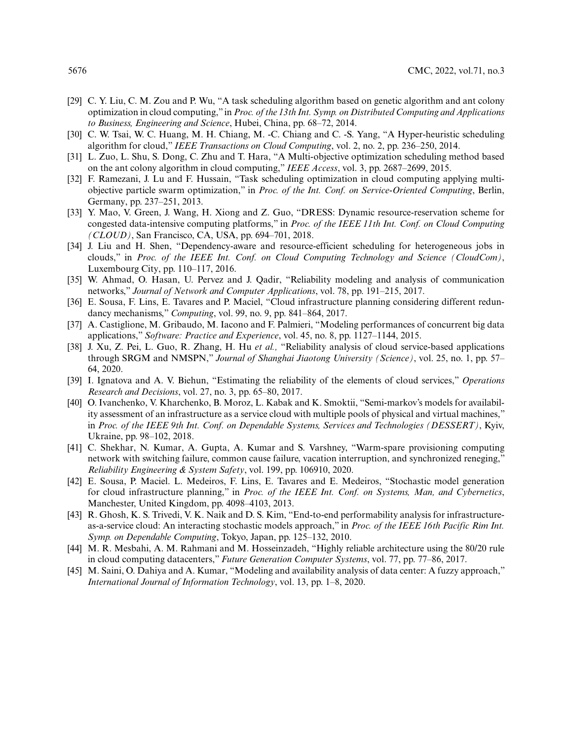[29] C. Y. Liu, C. M. Zou and P. Wu, "A task scheduling algorithm based on genetic algorithm and ant colony optimization in cloud computing," in *Proc. of the 13th Int. Symp. on Distributed Computing and Applications to Business, Engineering and Science*, Hubei, China, pp. 68–72, 2014.

[30] C. W. Tsai, W. C. Huang, M. H. Chiang, M. -C. Chiang and C. -S. Yang, "A Hyper-heuristic scheduling algorithm for cloud," *IEEE Transactions on Cloud Computing*, vol. 2, no. 2, pp. 236–250, 2014.

[31] L. Zuo, L. Shu, S. Dong, C. Zhu and T. Hara, "A Multi-objective optimization scheduling method based on the ant colony algorithm in cloud computing," *IEEE Access*, vol. 3, pp. 2687–2699, 2015.

[32] F. Ramezani, J. Lu and F. Hussain, "Task scheduling optimization in cloud computing applying multi-objective particle swarm optimization," in *Proc. of the Int. Conf. on Service-Oriented Computing*, Berlin, Germany, pp. 237–251, 2013.

[33] Y. Mao, V. Green, J. Wang, H. Xiong and Z. Guo, "DRESS: Dynamic resource-reservation scheme for congested data-intensive computing platforms," in *Proc. of the IEEE 11th Int. Conf. on Cloud Computing (CLOUD)*, San Francisco, CA, USA, pp. 694–701, 2018.

[34] J. Liu and H. Shen, "Dependency-aware and resource-efficient scheduling for heterogeneous jobs in clouds," in *Proc. of the IEEE Int. Conf. on Cloud Computing Technology and Science (CloudCom)*, Luxembourg City, pp. 110–117, 2016.

[35] W. Ahmad, O. Hasan, U. Pervez and J. Qadir, "Reliability modeling and analysis of communication networks," *Journal of Network and Computer Applications*, vol. 78, pp. 191–215, 2017.

[36] E. Sousa, F. Lins, E. Tavares and P. Maciel, "Cloud infrastructure planning considering different redundancy mechanisms," *Computing*, vol. 99, no. 9, pp. 841–864, 2017.

[37] A. Castiglione, M. Gribaudo, M. Iacono and F. Palmieri, "Modeling performances of concurrent big data applications," *Software: Practice and Experience*, vol. 45, no. 8, pp. 1127–1144, 2015.

[38] J. Xu, Z. Pei, L. Guo, R. Zhang, H. Hu *et al.*, "Reliability analysis of cloud service-based applications through SRGM and NMSPN," *Journal of Shanghai Jiaotong University (Science)*, vol. 25, no. 1, pp. 57–64, 2020.

[39] I. Ignatova and A. V. Biehun, "Estimating the reliability of the elements of cloud services," *Operations Research and Decisions*, vol. 27, no. 3, pp. 65–80, 2017.

[40] O. Ivanchenko, V. Kharchenko, B. Moroz, L. Kabak and K. Smoktii, "Semi-markov's models for availability assessment of an infrastructure as a service cloud with multiple pools of physical and virtual machines," in *Proc. of the IEEE 9th Int. Conf. on Dependable Systems, Services and Technologies (DESSERT)*, Kyiv, Ukraine, pp. 98–102, 2018.

[41] C. Shekhar, N. Kumar, A. Gupta, A. Kumar and S. Varshney, "Warm-spare provisioning computing network with switching failure, common cause failure, vacation interruption, and synchronized reneging," *Reliability Engineering & System Safety*, vol. 199, pp. 106910, 2020.

[42] E. Sousa, P. Maciel. L. Medeiros, F. Lins, E. Tavares and E. Medeiros, "Stochastic model generation for cloud infrastructure planning," in *Proc. of the IEEE Int. Conf. on Systems, Man, and Cybernetics*, Manchester, United Kingdom, pp. 4098–4103, 2013.

[43] R. Ghosh, K. S. Trivedi, V. K. Naik and D. S. Kim, "End-to-end performability analysis for infrastructure-as-a-service cloud: An interacting stochastic models approach," in *Proc. of the IEEE 16th Pacific Rim Int. Symp. on Dependable Computing*, Tokyo, Japan, pp. 125–132, 2010.

[44] M. R. Mesbahi, A. M. Rahmani and M. Hosseinzadeh, "Highly reliable architecture using the 80/20 rule in cloud computing datacenters," *Future Generation Computer Systems*, vol. 77, pp. 77–86, 2017.

[45] M. Saini, O. Dahiya and A. Kumar, "Modeling and availability analysis of data center: A fuzzy approach," *International Journal of Information Technology*, vol. 13, pp. 1–8, 2020.